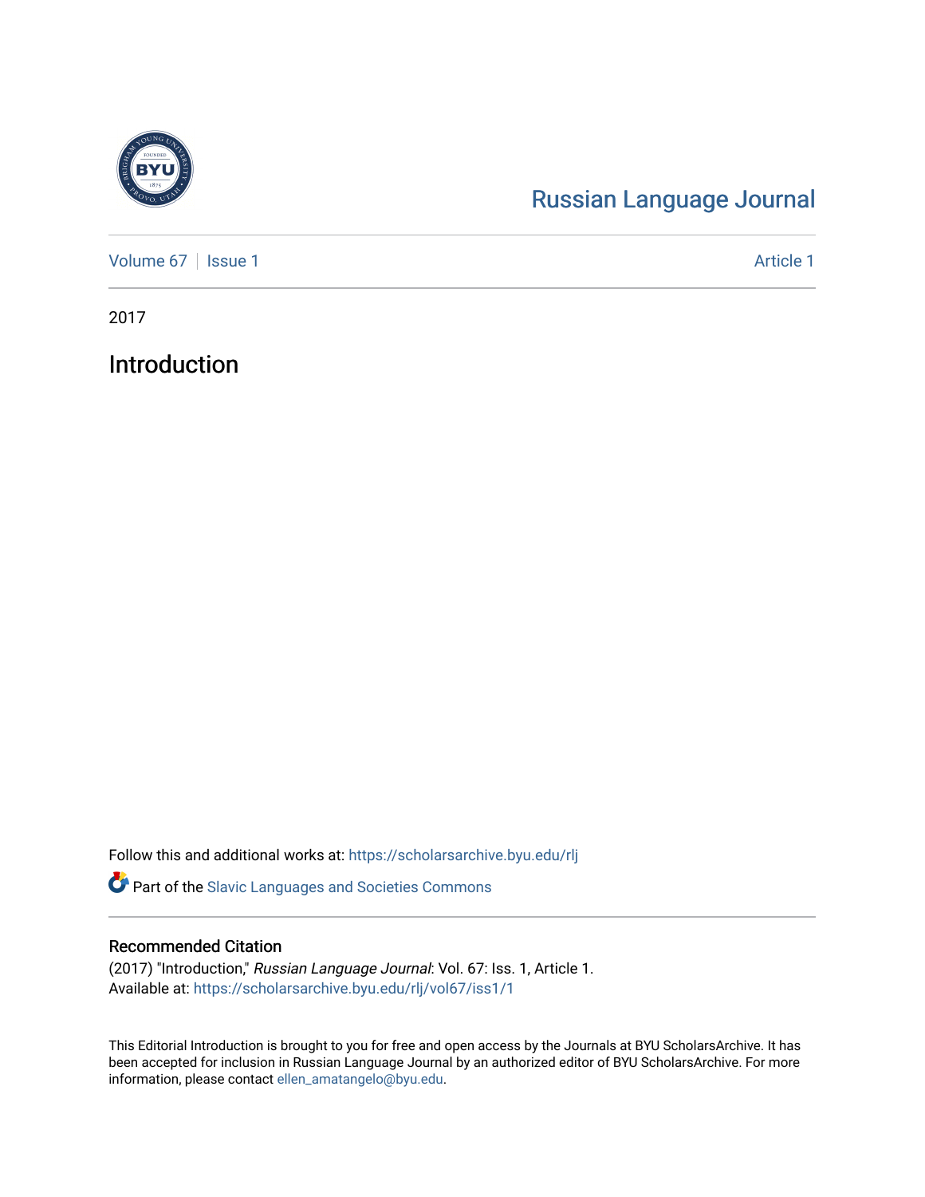# Russian Language Journal

Volume 67 | Issue 1 | Article 1

2017

## Introduction

Follow this and additional works at: https://scholarsarchive.byu.edu/rlj

Part of the Slavic Languages and Societies Commons

### Recommended Citation

(2017) "Introduction," *Russian Language Journal*: Vol. 67: Iss. 1, Article 1.
Available at: https://scholarsarchive.byu.edu/rlj/vol67/iss1/1

This Editorial Introduction is brought to you for free and open access by the Journals at BYU ScholarsArchive. It has been accepted for inclusion in Russian Language Journal by an authorized editor of BYU ScholarsArchive. For more information, please contact ellen_amatangelo@byu.edu.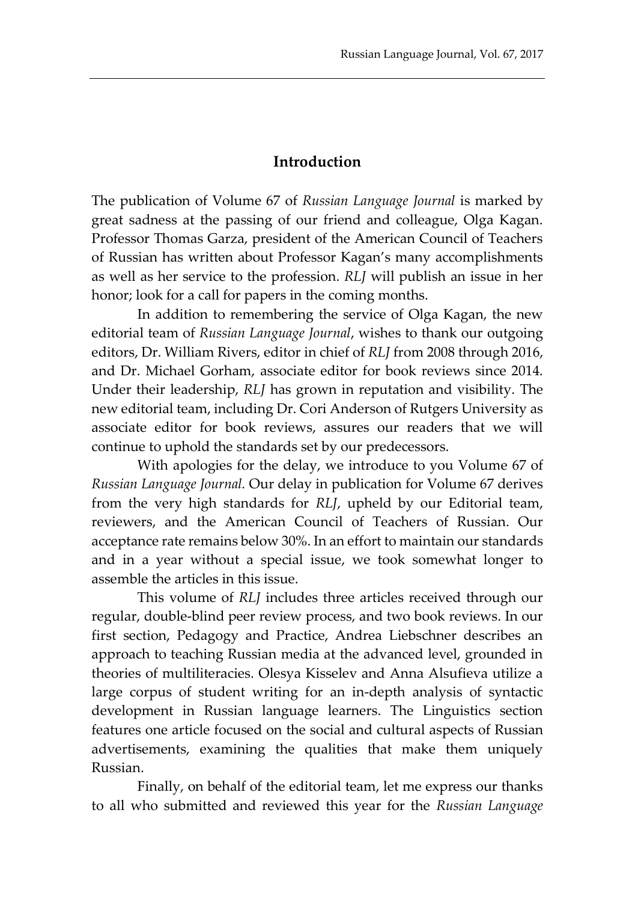## Introduction

The publication of Volume 67 of *Russian Language Journal* is marked by great sadness at the passing of our friend and colleague, Olga Kagan. Professor Thomas Garza, president of the American Council of Teachers of Russian has written about Professor Kagan's many accomplishments as well as her service to the profession. *RLJ* will publish an issue in her honor; look for a call for papers in the coming months.

In addition to remembering the service of Olga Kagan, the new editorial team of *Russian Language Journal*, wishes to thank our outgoing editors, Dr. William Rivers, editor in chief of *RLJ* from 2008 through 2016, and Dr. Michael Gorham, associate editor for book reviews since 2014. Under their leadership, *RLJ* has grown in reputation and visibility. The new editorial team, including Dr. Cori Anderson of Rutgers University as associate editor for book reviews, assures our readers that we will continue to uphold the standards set by our predecessors.

With apologies for the delay, we introduce to you Volume 67 of *Russian Language Journal.* Our delay in publication for Volume 67 derives from the very high standards for *RLJ*, upheld by our Editorial team, reviewers, and the American Council of Teachers of Russian. Our acceptance rate remains below 30%. In an effort to maintain our standards and in a year without a special issue, we took somewhat longer to assemble the articles in this issue.

This volume of *RLJ* includes three articles received through our regular, double-blind peer review process, and two book reviews. In our first section, Pedagogy and Practice, Andrea Liebschner describes an approach to teaching Russian media at the advanced level, grounded in theories of multiliteracies. Olesya Kisselev and Anna Alsufieva utilize a large corpus of student writing for an in-depth analysis of syntactic development in Russian language learners. The Linguistics section features one article focused on the social and cultural aspects of Russian advertisements, examining the qualities that make them uniquely Russian.

Finally, on behalf of the editorial team, let me express our thanks to all who submitted and reviewed this year for the *Russian Language*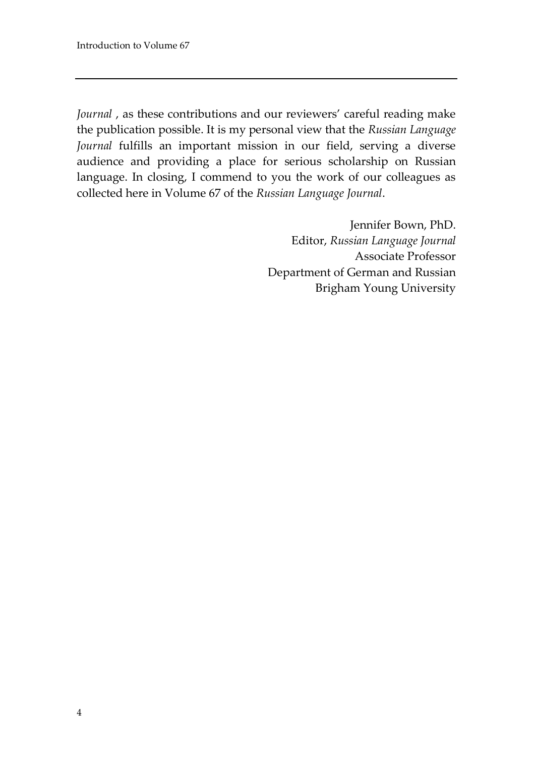*Journal* , as these contributions and our reviewers' careful reading make the publication possible. It is my personal view that the *Russian Language Journal* fulfills an important mission in our field, serving a diverse audience and providing a place for serious scholarship on Russian language. In closing, I commend to you the work of our colleagues as collected here in Volume 67 of the *Russian Language Journal*.

Jennifer Bown, PhD.
Editor, *Russian Language Journal*
Associate Professor
Department of German and Russian
Brigham Young University